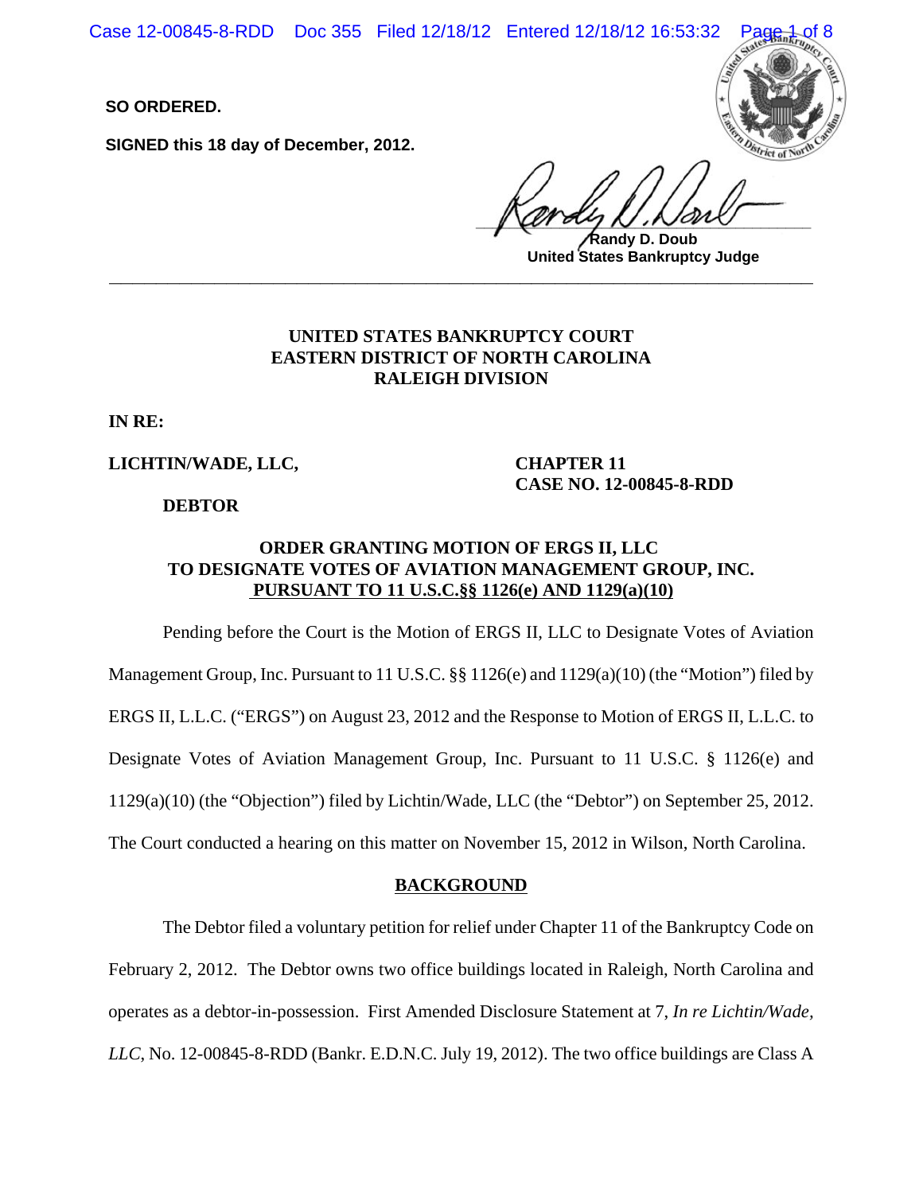**SO ORDERED.**

**SIGNED this 18 day of December, 2012.**

**Randy D. Doub**
**United States Bankruptcy Judge**

---

**UNITED STATES BANKRUPTCY COURT**
**EASTERN DISTRICT OF NORTH CAROLINA**
**RALEIGH DIVISION**

**IN RE:**

**LICHTIN/WADE, LLC,** **CHAPTER 11**
**CASE NO. 12-00845-8-RDD**

**DEBTOR**

**ORDER GRANTING MOTION OF ERGS II, LLC TO DESIGNATE VOTES OF AVIATION MANAGEMENT GROUP, INC. PURSUANT TO 11 U.S.C.§§ 1126(e) AND 1129(a)(10)**

Pending before the Court is the Motion of ERGS II, LLC to Designate Votes of Aviation Management Group, Inc. Pursuant to 11 U.S.C. §§ 1126(e) and 1129(a)(10) (the "Motion") filed by ERGS II, L.L.C. ("ERGS") on August 23, 2012 and the Response to Motion of ERGS II, L.L.C. to Designate Votes of Aviation Management Group, Inc. Pursuant to 11 U.S.C. § 1126(e) and 1129(a)(10) (the "Objection") filed by Lichtin/Wade, LLC (the "Debtor") on September 25, 2012. The Court conducted a hearing on this matter on November 15, 2012 in Wilson, North Carolina.

**BACKGROUND**

The Debtor filed a voluntary petition for relief under Chapter 11 of the Bankruptcy Code on February 2, 2012. The Debtor owns two office buildings located in Raleigh, North Carolina and operates as a debtor-in-possession. First Amended Disclosure Statement at 7, *In re Lichtin/Wade, LLC*, No. 12-00845-8-RDD (Bankr. E.D.N.C. July 19, 2012). The two office buildings are Class A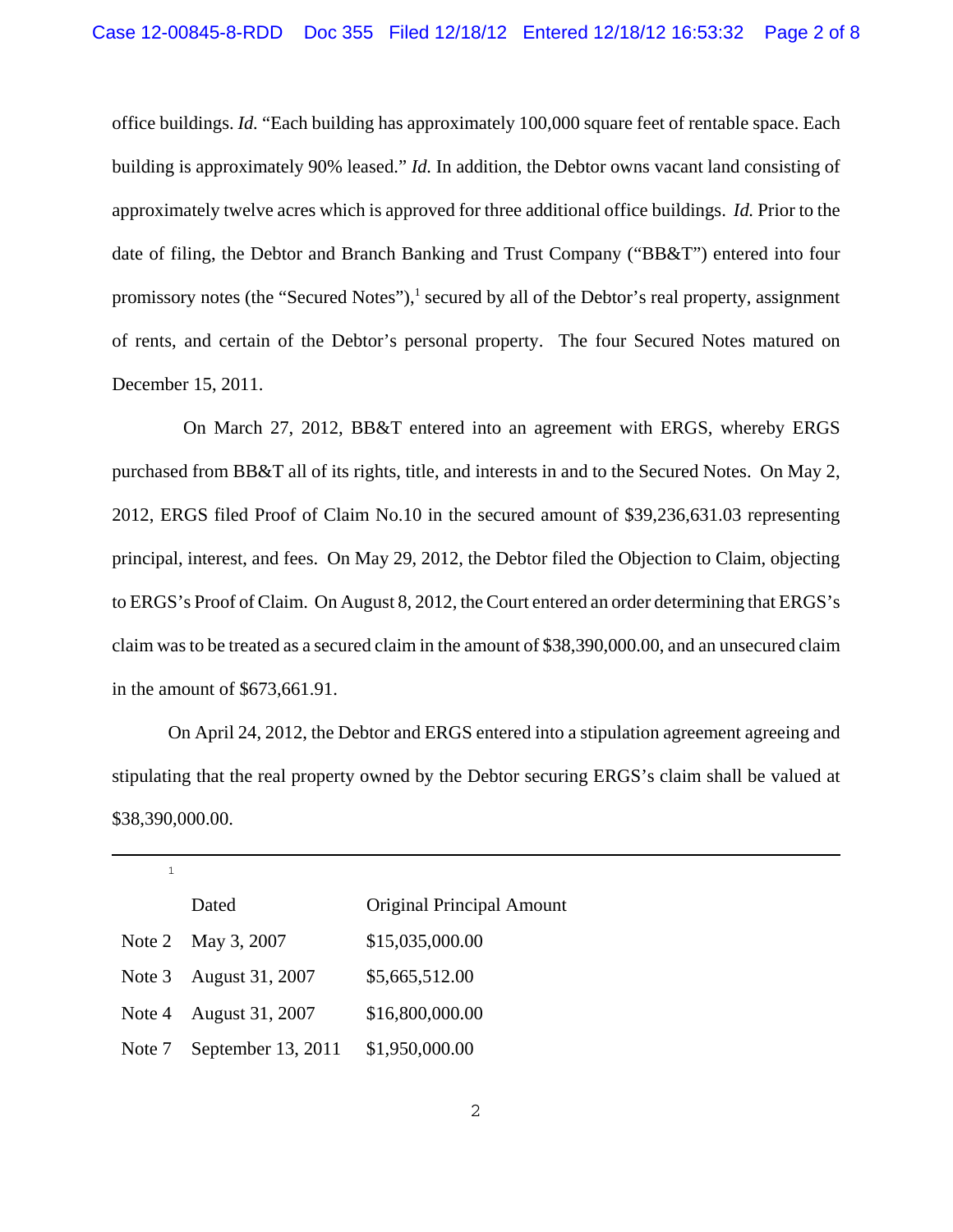office buildings. *Id.* "Each building has approximately 100,000 square feet of rentable space. Each building is approximately 90% leased." *Id.* In addition, the Debtor owns vacant land consisting of approximately twelve acres which is approved for three additional office buildings. *Id.* Prior to the date of filing, the Debtor and Branch Banking and Trust Company ("BB&T") entered into four promissory notes (the "Secured Notes"),[1] secured by all of the Debtor's real property, assignment of rents, and certain of the Debtor's personal property. The four Secured Notes matured on December 15, 2011.

On March 27, 2012, BB&T entered into an agreement with ERGS, whereby ERGS purchased from BB&T all of its rights, title, and interests in and to the Secured Notes. On May 2, 2012, ERGS filed Proof of Claim No.10 in the secured amount of $39,236,631.03 representing principal, interest, and fees. On May 29, 2012, the Debtor filed the Objection to Claim, objecting to ERGS's Proof of Claim. On August 8, 2012, the Court entered an order determining that ERGS's claim was to be treated as a secured claim in the amount of $38,390,000.00, and an unsecured claim in the amount of $673,661.91.

On April 24, 2012, the Debtor and ERGS entered into a stipulation agreement agreeing and stipulating that the real property owned by the Debtor securing ERGS's claim shall be valued at $38,390,000.00.

---

[1]

| | Dated | Original Principal Amount |
|---|---|---|
| Note 2 | May 3, 2007 | $15,035,000.00 |
| Note 3 | August 31, 2007 | $5,665,512.00 |
| Note 4 | August 31, 2007 | $16,800,000.00 |
| Note 7 | September 13, 2011 | $1,950,000.00 |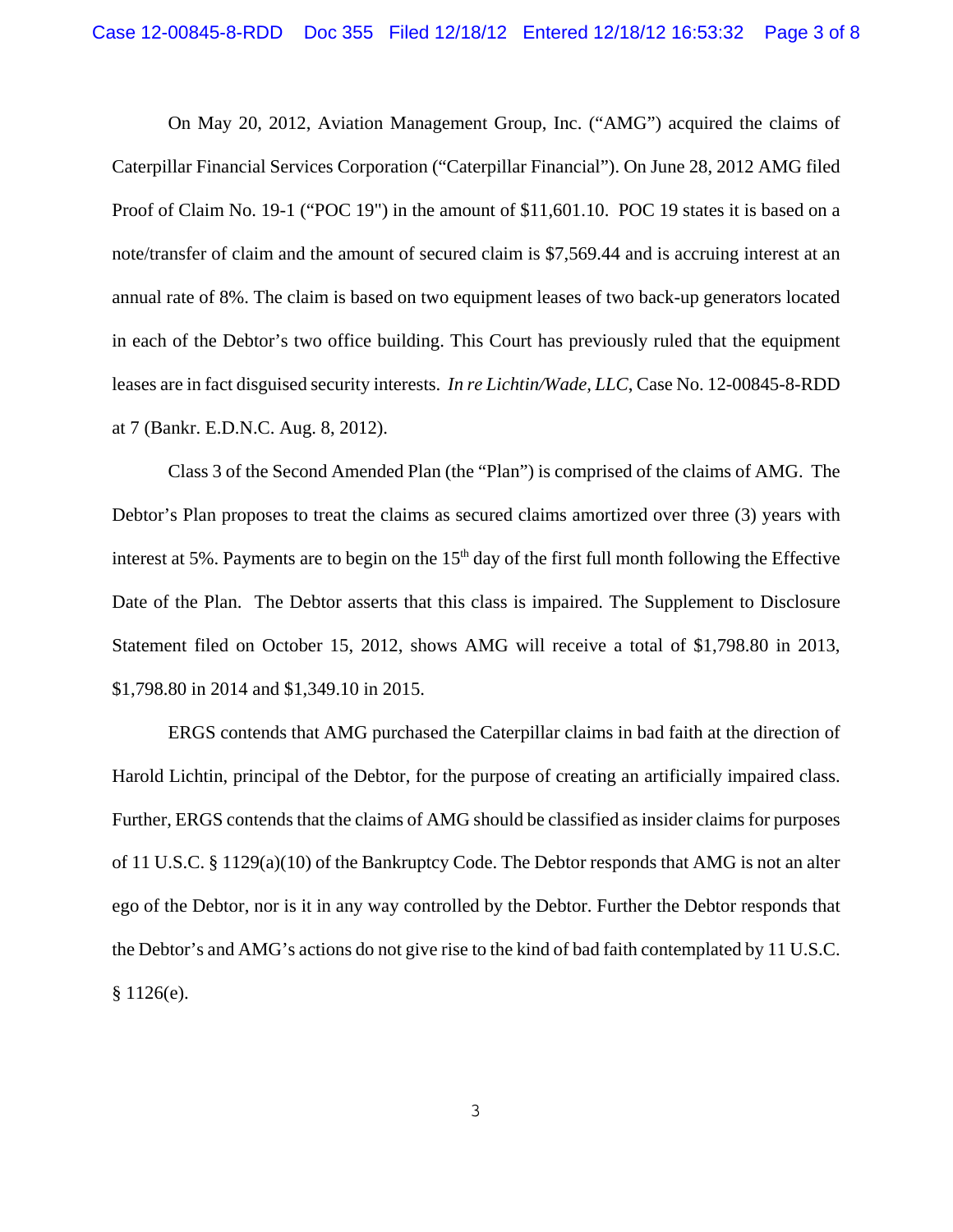On May 20, 2012, Aviation Management Group, Inc. ("AMG") acquired the claims of Caterpillar Financial Services Corporation ("Caterpillar Financial"). On June 28, 2012 AMG filed Proof of Claim No. 19-1 ("POC 19") in the amount of $11,601.10. POC 19 states it is based on a note/transfer of claim and the amount of secured claim is $7,569.44 and is accruing interest at an annual rate of 8%. The claim is based on two equipment leases of two back-up generators located in each of the Debtor's two office building. This Court has previously ruled that the equipment leases are in fact disguised security interests. *In re Lichtin/Wade, LLC*, Case No. 12-00845-8-RDD at 7 (Bankr. E.D.N.C. Aug. 8, 2012).

Class 3 of the Second Amended Plan (the "Plan") is comprised of the claims of AMG. The Debtor's Plan proposes to treat the claims as secured claims amortized over three (3) years with interest at 5%. Payments are to begin on the 15th day of the first full month following the Effective Date of the Plan. The Debtor asserts that this class is impaired. The Supplement to Disclosure Statement filed on October 15, 2012, shows AMG will receive a total of $1,798.80 in 2013, $1,798.80 in 2014 and $1,349.10 in 2015.

ERGS contends that AMG purchased the Caterpillar claims in bad faith at the direction of Harold Lichtin, principal of the Debtor, for the purpose of creating an artificially impaired class. Further, ERGS contends that the claims of AMG should be classified as insider claims for purposes of 11 U.S.C. § 1129(a)(10) of the Bankruptcy Code. The Debtor responds that AMG is not an alter ego of the Debtor, nor is it in any way controlled by the Debtor. Further the Debtor responds that the Debtor's and AMG's actions do not give rise to the kind of bad faith contemplated by 11 U.S.C. § 1126(e).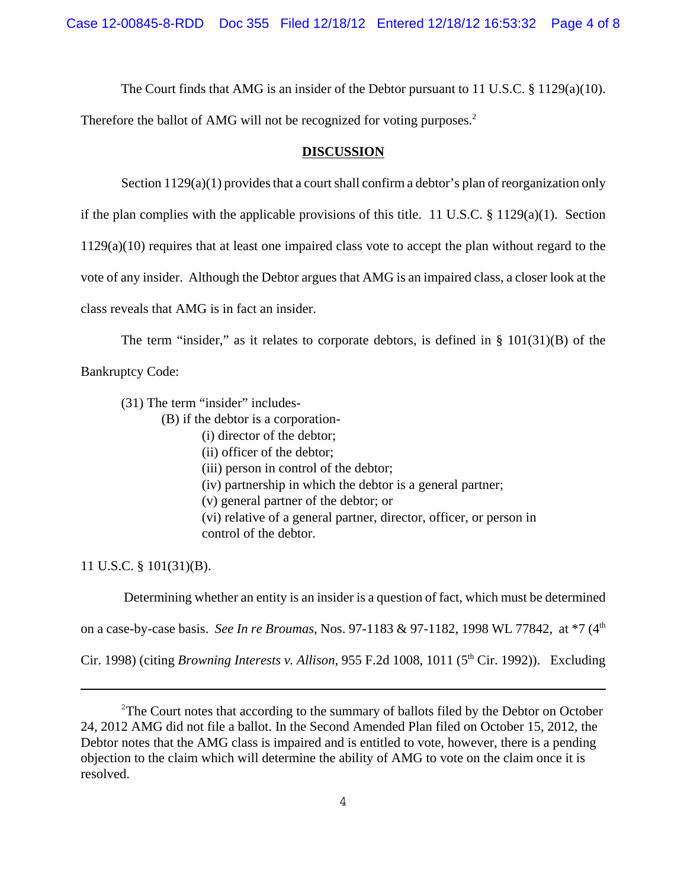The Court finds that AMG is an insider of the Debtor pursuant to 11 U.S.C. § 1129(a)(10). Therefore the ballot of AMG will not be recognized for voting purposes.[2]

**DISCUSSION**

Section 1129(a)(1) provides that a court shall confirm a debtor's plan of reorganization only if the plan complies with the applicable provisions of this title. 11 U.S.C. § 1129(a)(1). Section 1129(a)(10) requires that at least one impaired class vote to accept the plan without regard to the vote of any insider. Although the Debtor argues that AMG is an impaired class, a closer look at the class reveals that AMG is in fact an insider.

The term "insider," as it relates to corporate debtors, is defined in § 101(31)(B) of the Bankruptcy Code:

> (31) The term "insider" includes-
> (B) if the debtor is a corporation-
> (i) director of the debtor;
> (ii) officer of the debtor;
> (iii) person in control of the debtor;
> (iv) partnership in which the debtor is a general partner;
> (v) general partner of the debtor; or
> (vi) relative of a general partner, director, officer, or person in control of the debtor.

11 U.S.C. § 101(31)(B).

Determining whether an entity is an insider is a question of fact, which must be determined on a case-by-case basis. *See In re Broumas*, Nos. 97-1183 & 97-1182, 1998 WL 77842, at *7 (4th Cir. 1998) (citing *Browning Interests v. Allison*, 955 F.2d 1008, 1011 (5th Cir. 1992)). Excluding

---

[2] The Court notes that according to the summary of ballots filed by the Debtor on October 24, 2012 AMG did not file a ballot. In the Second Amended Plan filed on October 15, 2012, the Debtor notes that the AMG class is impaired and is entitled to vote, however, there is a pending objection to the claim which will determine the ability of AMG to vote on the claim once it is resolved.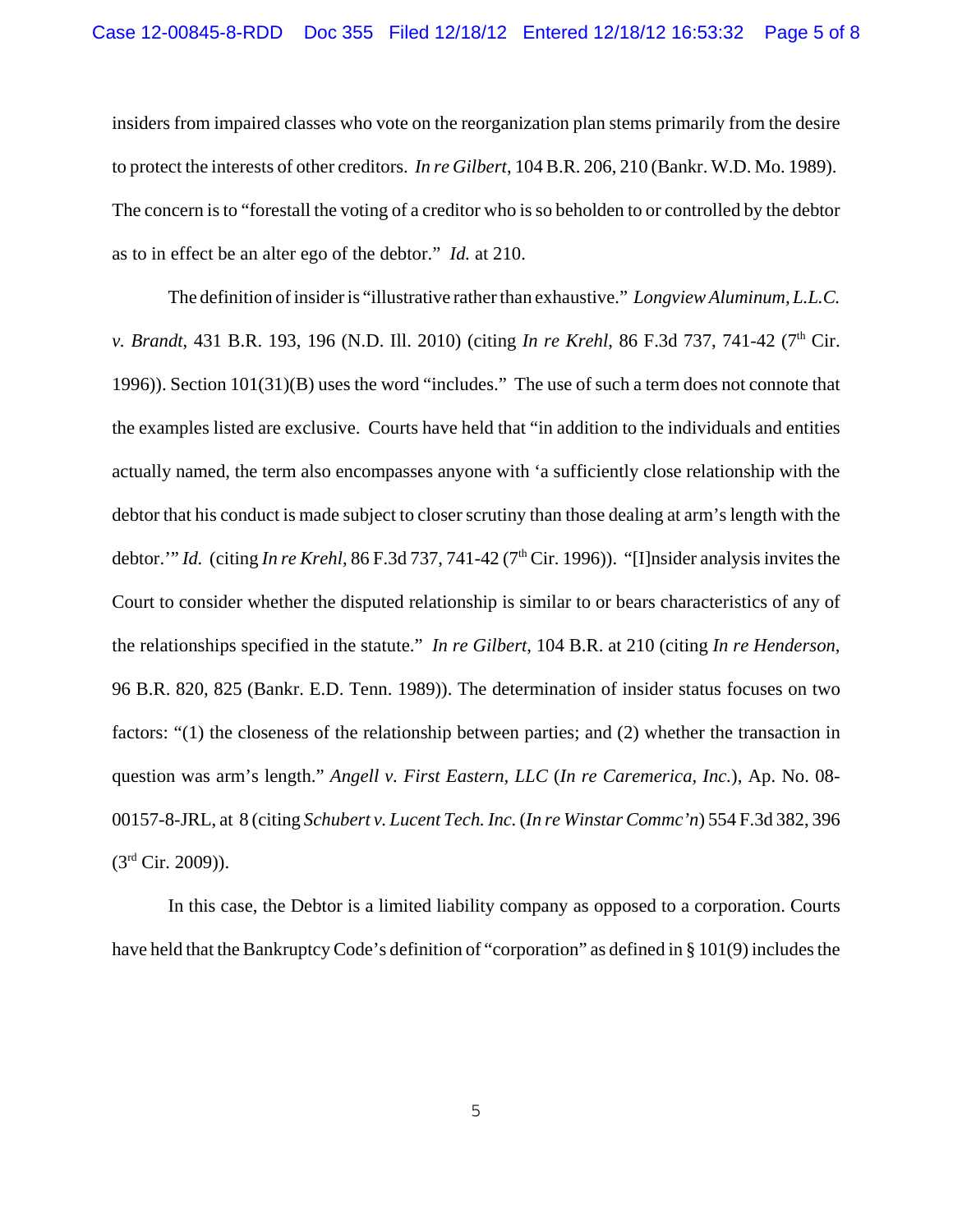insiders from impaired classes who vote on the reorganization plan stems primarily from the desire to protect the interests of other creditors. *In re Gilbert*, 104 B.R. 206, 210 (Bankr. W.D. Mo. 1989). The concern is to "forestall the voting of a creditor who is so beholden to or controlled by the debtor as to in effect be an alter ego of the debtor." *Id.* at 210.

The definition of insider is "illustrative rather than exhaustive." *Longview Aluminum, L.L.C. v. Brandt*, 431 B.R. 193, 196 (N.D. Ill. 2010) (citing *In re Krehl*, 86 F.3d 737, 741-42 (7th Cir. 1996)). Section 101(31)(B) uses the word "includes." The use of such a term does not connote that the examples listed are exclusive. Courts have held that "in addition to the individuals and entities actually named, the term also encompasses anyone with 'a sufficiently close relationship with the debtor that his conduct is made subject to closer scrutiny than those dealing at arm's length with the debtor.'" *Id.* (citing *In re Krehl*, 86 F.3d 737, 741-42 (7th Cir. 1996)). "[I]nsider analysis invites the Court to consider whether the disputed relationship is similar to or bears characteristics of any of the relationships specified in the statute." *In re Gilbert*, 104 B.R. at 210 (citing *In re Henderson*, 96 B.R. 820, 825 (Bankr. E.D. Tenn. 1989)). The determination of insider status focuses on two factors: "(1) the closeness of the relationship between parties; and (2) whether the transaction in question was arm's length." *Angell v. First Eastern, LLC* (*In re Caremerica, Inc.*), Ap. No. 08-00157-8-JRL, at 8 (citing *Schubert v. Lucent Tech. Inc.* (*In re Winstar Commc'n*) 554 F.3d 382, 396 (3rd Cir. 2009)).

In this case, the Debtor is a limited liability company as opposed to a corporation. Courts have held that the Bankruptcy Code's definition of "corporation" as defined in § 101(9) includes the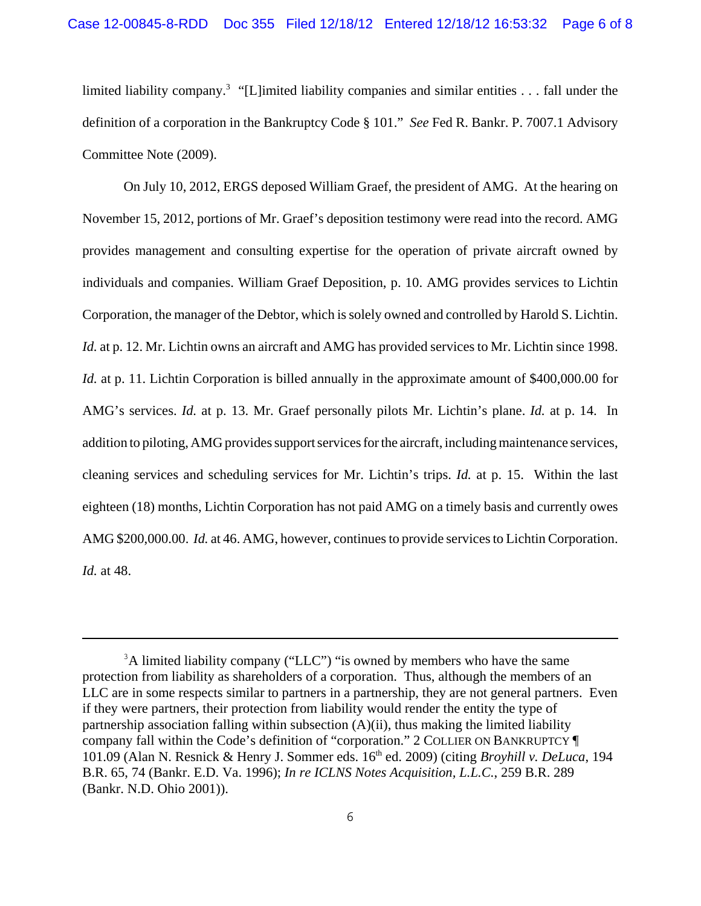limited liability company.[3] "[L]imited liability companies and similar entities . . . fall under the definition of a corporation in the Bankruptcy Code § 101." *See* Fed R. Bankr. P. 7007.1 Advisory Committee Note (2009).

On July 10, 2012, ERGS deposed William Graef, the president of AMG. At the hearing on November 15, 2012, portions of Mr. Graef's deposition testimony were read into the record. AMG provides management and consulting expertise for the operation of private aircraft owned by individuals and companies. William Graef Deposition, p. 10. AMG provides services to Lichtin Corporation, the manager of the Debtor, which is solely owned and controlled by Harold S. Lichtin. *Id.* at p. 12. Mr. Lichtin owns an aircraft and AMG has provided services to Mr. Lichtin since 1998. *Id.* at p. 11. Lichtin Corporation is billed annually in the approximate amount of $400,000.00 for AMG's services. *Id.* at p. 13. Mr. Graef personally pilots Mr. Lichtin's plane. *Id.* at p. 14. In addition to piloting, AMG provides support services for the aircraft, including maintenance services, cleaning services and scheduling services for Mr. Lichtin's trips. *Id.* at p. 15. Within the last eighteen (18) months, Lichtin Corporation has not paid AMG on a timely basis and currently owes AMG $200,000.00. *Id.* at 46. AMG, however, continues to provide services to Lichtin Corporation. *Id.* at 48.

---

[3] A limited liability company ("LLC") "is owned by members who have the same protection from liability as shareholders of a corporation. Thus, although the members of an LLC are in some respects similar to partners in a partnership, they are not general partners. Even if they were partners, their protection from liability would render the entity the type of partnership association falling within subsection (A)(ii), thus making the limited liability company fall within the Code's definition of "corporation." 2 COLLIER ON BANKRUPTCY ¶ 101.09 (Alan N. Resnick & Henry J. Sommer eds. 16th ed. 2009) (citing *Broyhill v. DeLuca*, 194 B.R. 65, 74 (Bankr. E.D. Va. 1996); *In re ICLNS Notes Acquisition, L.L.C.*, 259 B.R. 289 (Bankr. N.D. Ohio 2001)).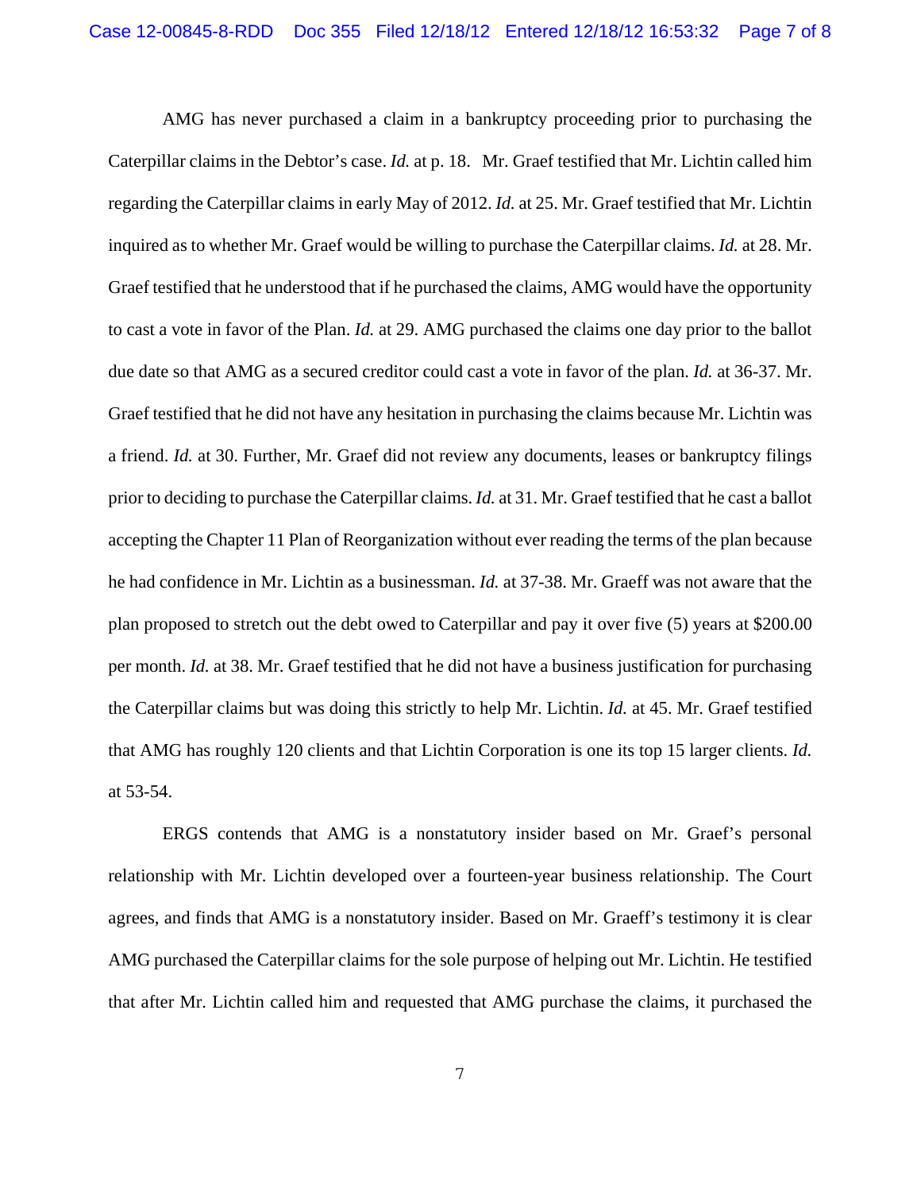AMG has never purchased a claim in a bankruptcy proceeding prior to purchasing the Caterpillar claims in the Debtor's case. *Id.* at p. 18. Mr. Graef testified that Mr. Lichtin called him regarding the Caterpillar claims in early May of 2012. *Id.* at 25. Mr. Graef testified that Mr. Lichtin inquired as to whether Mr. Graef would be willing to purchase the Caterpillar claims. *Id.* at 28. Mr. Graef testified that he understood that if he purchased the claims, AMG would have the opportunity to cast a vote in favor of the Plan. *Id.* at 29. AMG purchased the claims one day prior to the ballot due date so that AMG as a secured creditor could cast a vote in favor of the plan. *Id.* at 36-37. Mr. Graef testified that he did not have any hesitation in purchasing the claims because Mr. Lichtin was a friend. *Id.* at 30. Further, Mr. Graef did not review any documents, leases or bankruptcy filings prior to deciding to purchase the Caterpillar claims. *Id.* at 31. Mr. Graef testified that he cast a ballot accepting the Chapter 11 Plan of Reorganization without ever reading the terms of the plan because he had confidence in Mr. Lichtin as a businessman. *Id.* at 37-38. Mr. Graeff was not aware that the plan proposed to stretch out the debt owed to Caterpillar and pay it over five (5) years at $200.00 per month. *Id.* at 38. Mr. Graef testified that he did not have a business justification for purchasing the Caterpillar claims but was doing this strictly to help Mr. Lichtin. *Id.* at 45. Mr. Graef testified that AMG has roughly 120 clients and that Lichtin Corporation is one its top 15 larger clients. *Id.* at 53-54.

ERGS contends that AMG is a nonstatutory insider based on Mr. Graef's personal relationship with Mr. Lichtin developed over a fourteen-year business relationship. The Court agrees, and finds that AMG is a nonstatutory insider. Based on Mr. Graeff's testimony it is clear AMG purchased the Caterpillar claims for the sole purpose of helping out Mr. Lichtin. He testified that after Mr. Lichtin called him and requested that AMG purchase the claims, it purchased the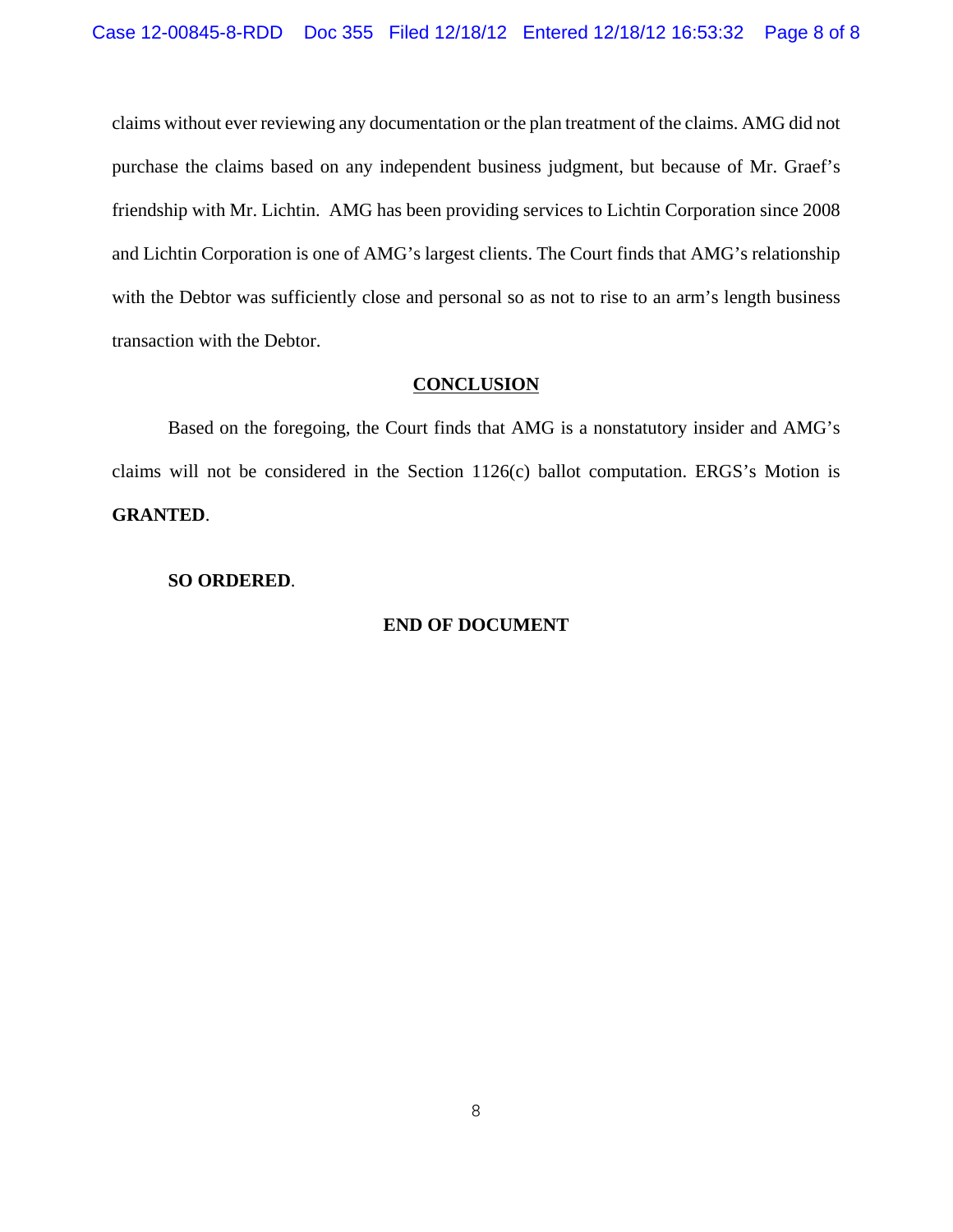claims without ever reviewing any documentation or the plan treatment of the claims. AMG did not purchase the claims based on any independent business judgment, but because of Mr. Graef's friendship with Mr. Lichtin. AMG has been providing services to Lichtin Corporation since 2008 and Lichtin Corporation is one of AMG's largest clients. The Court finds that AMG's relationship with the Debtor was sufficiently close and personal so as not to rise to an arm's length business transaction with the Debtor.

## CONCLUSION

Based on the foregoing, the Court finds that AMG is a nonstatutory insider and AMG's claims will not be considered in the Section 1126(c) ballot computation. ERGS's Motion is **GRANTED**.

**SO ORDERED**.

**END OF DOCUMENT**